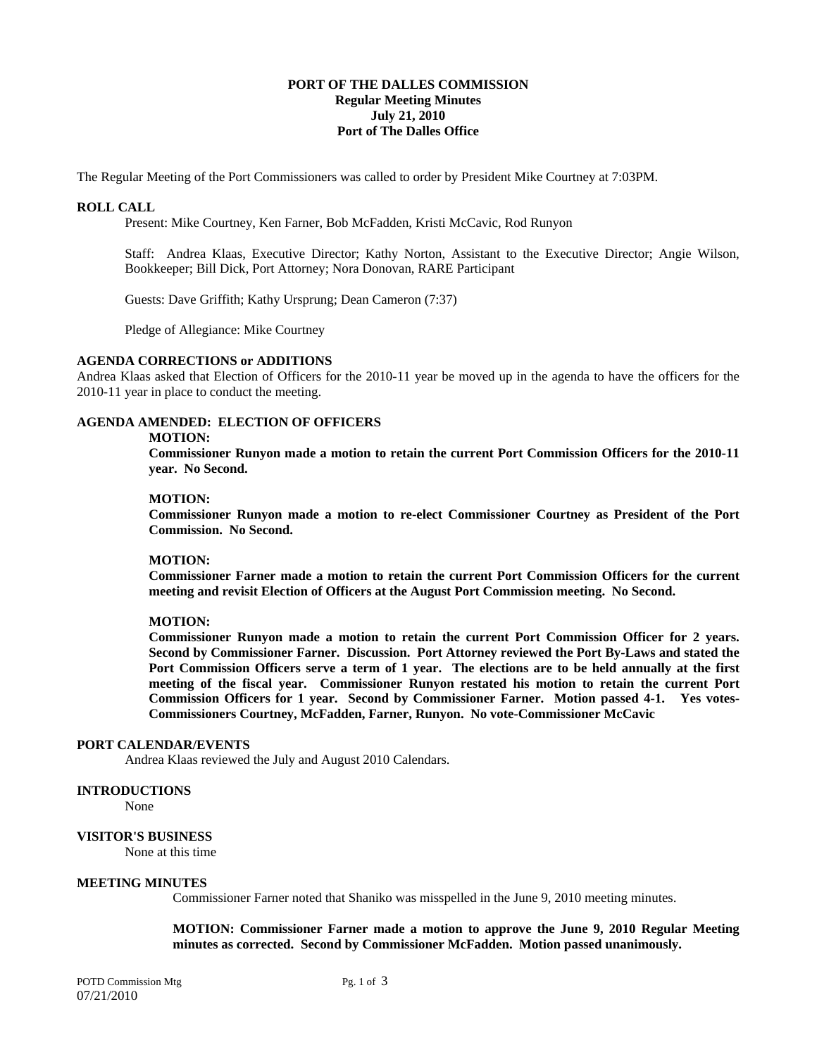**PORT OF THE DALLES COMMISSION**
**Regular Meeting Minutes**
**July 21, 2010**
**Port of The Dalles Office**

The Regular Meeting of the Port Commissioners was called to order by President Mike Courtney at 7:03PM.

**ROLL CALL**

Present: Mike Courtney, Ken Farner, Bob McFadden, Kristi McCavic, Rod Runyon

Staff: Andrea Klaas, Executive Director; Kathy Norton, Assistant to the Executive Director; Angie Wilson, Bookkeeper; Bill Dick, Port Attorney; Nora Donovan, RARE Participant

Guests: Dave Griffith; Kathy Ursprung; Dean Cameron (7:37)

Pledge of Allegiance: Mike Courtney

**AGENDA CORRECTIONS or ADDITIONS**

Andrea Klaas asked that Election of Officers for the 2010-11 year be moved up in the agenda to have the officers for the 2010-11 year in place to conduct the meeting.

**AGENDA AMENDED: ELECTION OF OFFICERS**

**MOTION:**

**Commissioner Runyon made a motion to retain the current Port Commission Officers for the 2010-11 year. No Second.**

**MOTION:**

**Commissioner Runyon made a motion to re-elect Commissioner Courtney as President of the Port Commission. No Second.**

**MOTION:**

**Commissioner Farner made a motion to retain the current Port Commission Officers for the current meeting and revisit Election of Officers at the August Port Commission meeting. No Second.**

**MOTION:**

**Commissioner Runyon made a motion to retain the current Port Commission Officer for 2 years. Second by Commissioner Farner. Discussion. Port Attorney reviewed the Port By-Laws and stated the Port Commission Officers serve a term of 1 year. The elections are to be held annually at the first meeting of the fiscal year. Commissioner Runyon restated his motion to retain the current Port Commission Officers for 1 year. Second by Commissioner Farner. Motion passed 4-1. Yes votes-Commissioners Courtney, McFadden, Farner, Runyon. No vote-Commissioner McCavic**

**PORT CALENDAR/EVENTS**

Andrea Klaas reviewed the July and August 2010 Calendars.

**INTRODUCTIONS**

None

**VISITOR'S BUSINESS**

None at this time

**MEETING MINUTES**

Commissioner Farner noted that Shaniko was misspelled in the June 9, 2010 meeting minutes.

**MOTION: Commissioner Farner made a motion to approve the June 9, 2010 Regular Meeting minutes as corrected. Second by Commissioner McFadden. Motion passed unanimously.**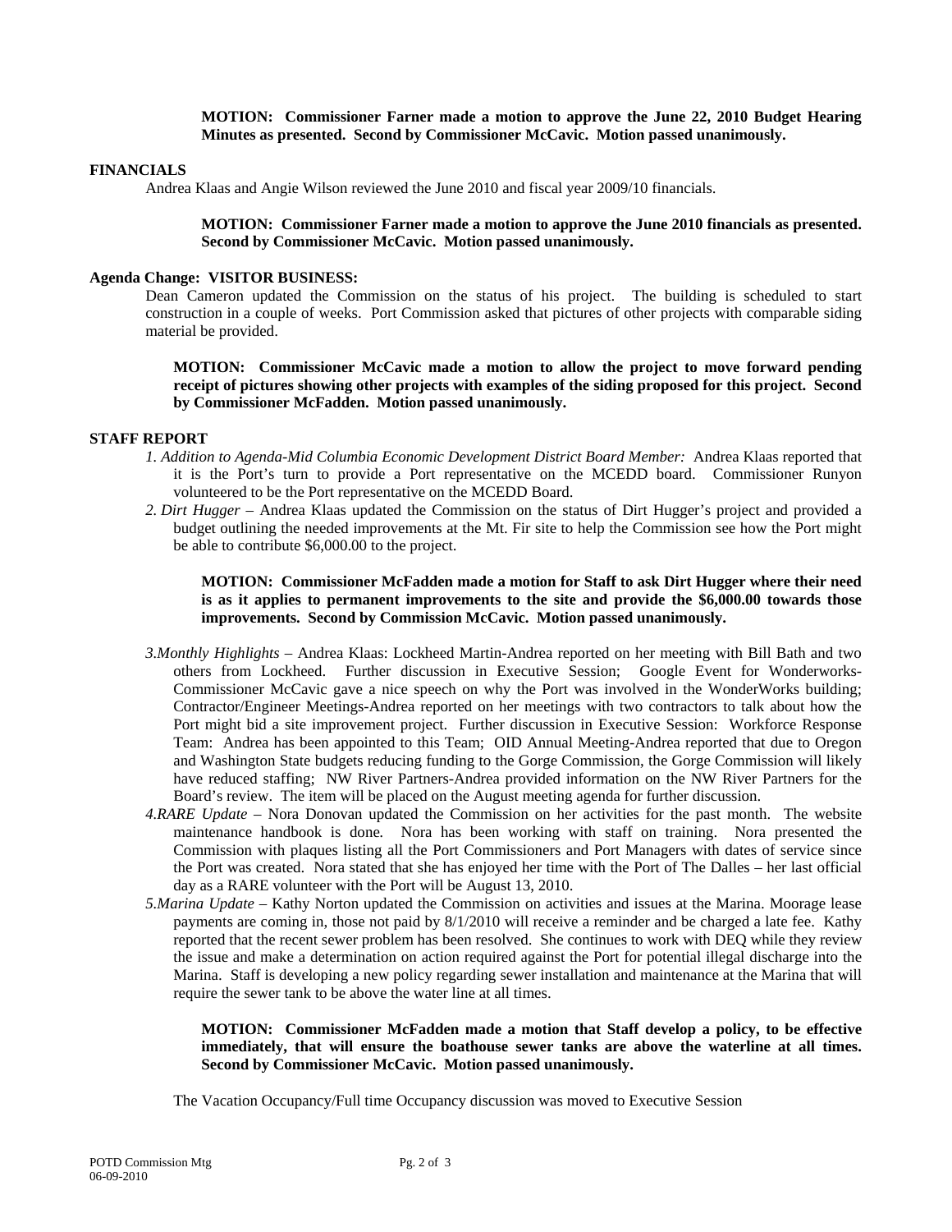**MOTION: Commissioner Farner made a motion to approve the June 22, 2010 Budget Hearing Minutes as presented. Second by Commissioner McCavic. Motion passed unanimously.**

## FINANCIALS

Andrea Klaas and Angie Wilson reviewed the June 2010 and fiscal year 2009/10 financials.

**MOTION: Commissioner Farner made a motion to approve the June 2010 financials as presented. Second by Commissioner McCavic. Motion passed unanimously.**

## Agenda Change: VISITOR BUSINESS:

Dean Cameron updated the Commission on the status of his project. The building is scheduled to start construction in a couple of weeks. Port Commission asked that pictures of other projects with comparable siding material be provided.

**MOTION: Commissioner McCavic made a motion to allow the project to move forward pending receipt of pictures showing other projects with examples of the siding proposed for this project. Second by Commissioner McFadden. Motion passed unanimously.**

## STAFF REPORT

1. *Addition to Agenda-Mid Columbia Economic Development District Board Member:* Andrea Klaas reported that it is the Port's turn to provide a Port representative on the MCEDD board. Commissioner Runyon volunteered to be the Port representative on the MCEDD Board.
2. *Dirt Hugger* – Andrea Klaas updated the Commission on the status of Dirt Hugger's project and provided a budget outlining the needed improvements at the Mt. Fir site to help the Commission see how the Port might be able to contribute $6,000.00 to the project.

   **MOTION: Commissioner McFadden made a motion for Staff to ask Dirt Hugger where their need is as it applies to permanent improvements to the site and provide the $6,000.00 towards those improvements. Second by Commission McCavic. Motion passed unanimously.**

3. *Monthly Highlights* – Andrea Klaas: Lockheed Martin-Andrea reported on her meeting with Bill Bath and two others from Lockheed. Further discussion in Executive Session; Google Event for Wonderworks-Commissioner McCavic gave a nice speech on why the Port was involved in the WonderWorks building; Contractor/Engineer Meetings-Andrea reported on her meetings with two contractors to talk about how the Port might bid a site improvement project. Further discussion in Executive Session: Workforce Response Team: Andrea has been appointed to this Team; OID Annual Meeting-Andrea reported that due to Oregon and Washington State budgets reducing funding to the Gorge Commission, the Gorge Commission will likely have reduced staffing; NW River Partners-Andrea provided information on the NW River Partners for the Board's review. The item will be placed on the August meeting agenda for further discussion.
4. *RARE Update* – Nora Donovan updated the Commission on her activities for the past month. The website maintenance handbook is done. Nora has been working with staff on training. Nora presented the Commission with plaques listing all the Port Commissioners and Port Managers with dates of service since the Port was created. Nora stated that she has enjoyed her time with the Port of The Dalles – her last official day as a RARE volunteer with the Port will be August 13, 2010.
5. *Marina Update* – Kathy Norton updated the Commission on activities and issues at the Marina. Moorage lease payments are coming in, those not paid by 8/1/2010 will receive a reminder and be charged a late fee. Kathy reported that the recent sewer problem has been resolved. She continues to work with DEQ while they review the issue and make a determination on action required against the Port for potential illegal discharge into the Marina. Staff is developing a new policy regarding sewer installation and maintenance at the Marina that will require the sewer tank to be above the water line at all times.

   **MOTION: Commissioner McFadden made a motion that Staff develop a policy, to be effective immediately, that will ensure the boathouse sewer tanks are above the waterline at all times. Second by Commissioner McCavic. Motion passed unanimously.**

   The Vacation Occupancy/Full time Occupancy discussion was moved to Executive Session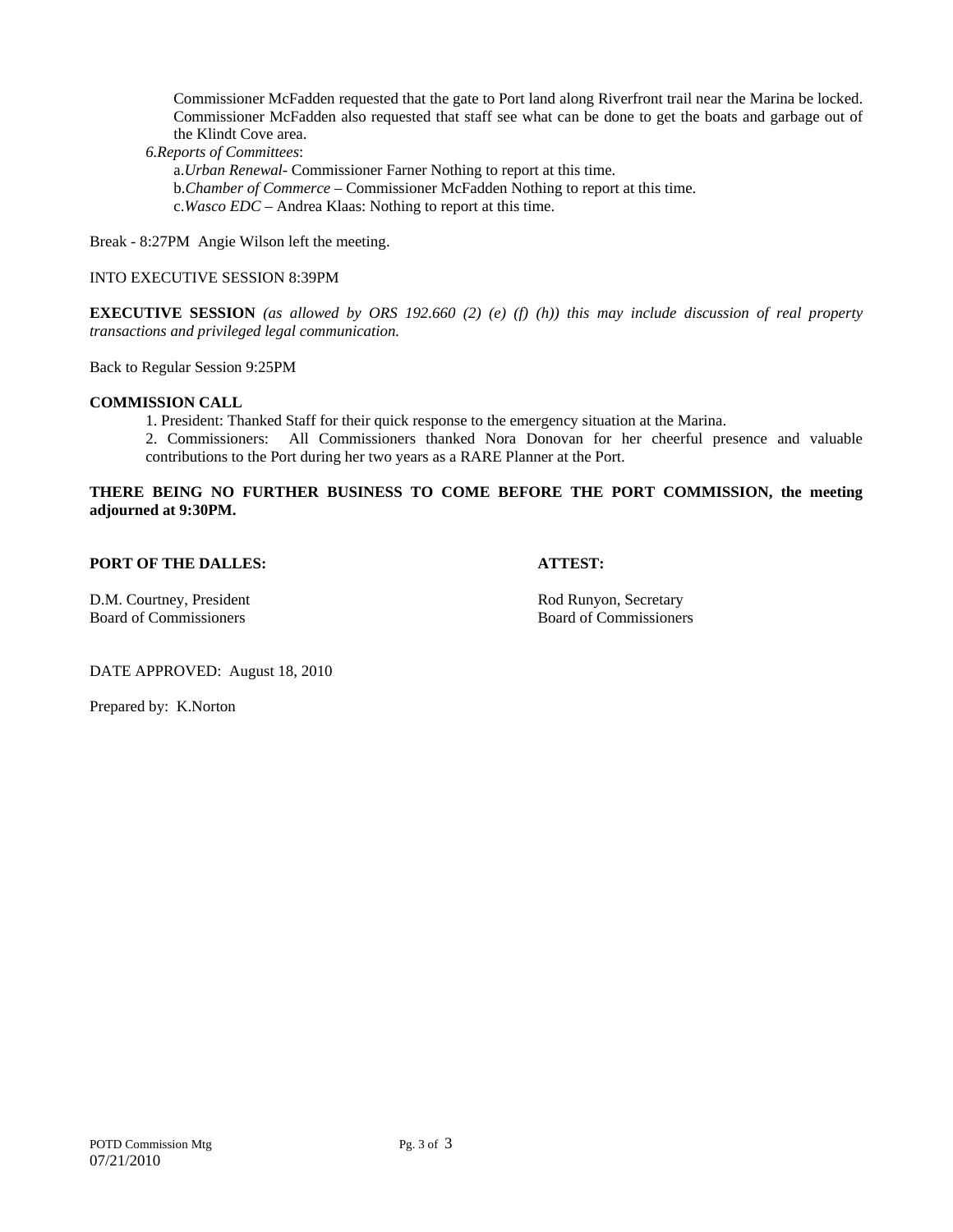Commissioner McFadden requested that the gate to Port land along Riverfront trail near the Marina be locked. Commissioner McFadden also requested that staff see what can be done to get the boats and garbage out of the Klindt Cove area.

*6.Reports of Committees*:

a.*Urban Renewal*- Commissioner Farner Nothing to report at this time.
b.*Chamber of Commerce* – Commissioner McFadden Nothing to report at this time.
c.*Wasco EDC* – Andrea Klaas: Nothing to report at this time.

Break - 8:27PM Angie Wilson left the meeting.

INTO EXECUTIVE SESSION 8:39PM

**EXECUTIVE SESSION** *(as allowed by ORS 192.660 (2) (e) (f) (h)) this may include discussion of real property transactions and privileged legal communication.*

Back to Regular Session 9:25PM

**COMMISSION CALL**

1. President: Thanked Staff for their quick response to the emergency situation at the Marina.
2. Commissioners: All Commissioners thanked Nora Donovan for her cheerful presence and valuable contributions to the Port during her two years as a RARE Planner at the Port.

**THERE BEING NO FURTHER BUSINESS TO COME BEFORE THE PORT COMMISSION, the meeting adjourned at 9:30PM.**

**PORT OF THE DALLES:**

D.M. Courtney, President
Board of Commissioners

**ATTEST:**

Rod Runyon, Secretary
Board of Commissioners

DATE APPROVED: August 18, 2010

Prepared by: K.Norton